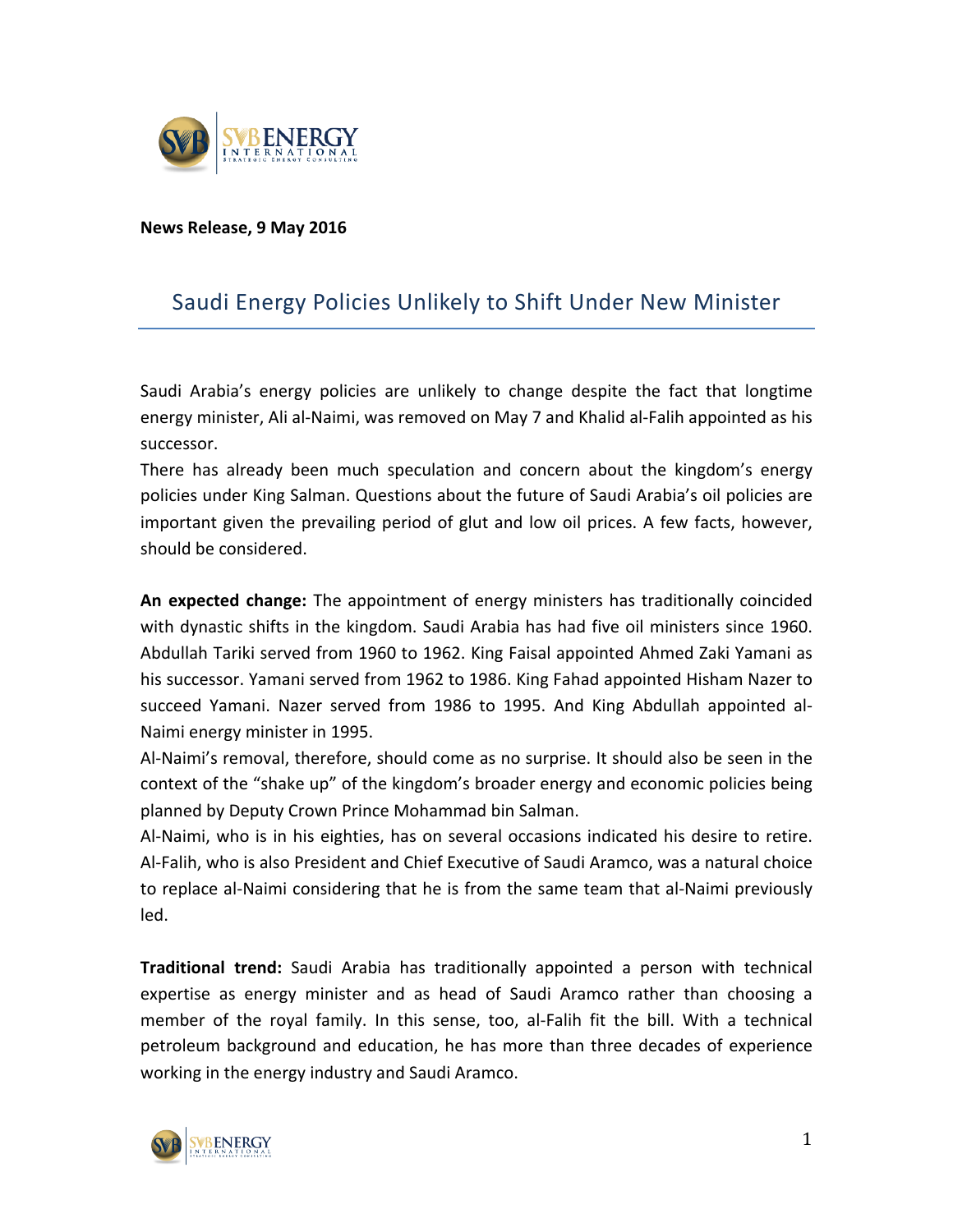**News Release, 9 May 2016**

# Saudi Energy Policies Unlikely to Shift Under New Minister

Saudi Arabia's energy policies are unlikely to change despite the fact that longtime energy minister, Ali al-Naimi, was removed on May 7 and Khalid al-Falih appointed as his successor.

There has already been much speculation and concern about the kingdom's energy policies under King Salman. Questions about the future of Saudi Arabia's oil policies are important given the prevailing period of glut and low oil prices. A few facts, however, should be considered.

**An expected change:** The appointment of energy ministers has traditionally coincided with dynastic shifts in the kingdom. Saudi Arabia has had five oil ministers since 1960. Abdullah Tariki served from 1960 to 1962. King Faisal appointed Ahmed Zaki Yamani as his successor. Yamani served from 1962 to 1986. King Fahad appointed Hisham Nazer to succeed Yamani. Nazer served from 1986 to 1995. And King Abdullah appointed al-Naimi energy minister in 1995.

Al-Naimi's removal, therefore, should come as no surprise. It should also be seen in the context of the "shake up" of the kingdom's broader energy and economic policies being planned by Deputy Crown Prince Mohammad bin Salman.

Al-Naimi, who is in his eighties, has on several occasions indicated his desire to retire. Al-Falih, who is also President and Chief Executive of Saudi Aramco, was a natural choice to replace al-Naimi considering that he is from the same team that al-Naimi previously led.

**Traditional trend:** Saudi Arabia has traditionally appointed a person with technical expertise as energy minister and as head of Saudi Aramco rather than choosing a member of the royal family. In this sense, too, al-Falih fit the bill. With a technical petroleum background and education, he has more than three decades of experience working in the energy industry and Saudi Aramco.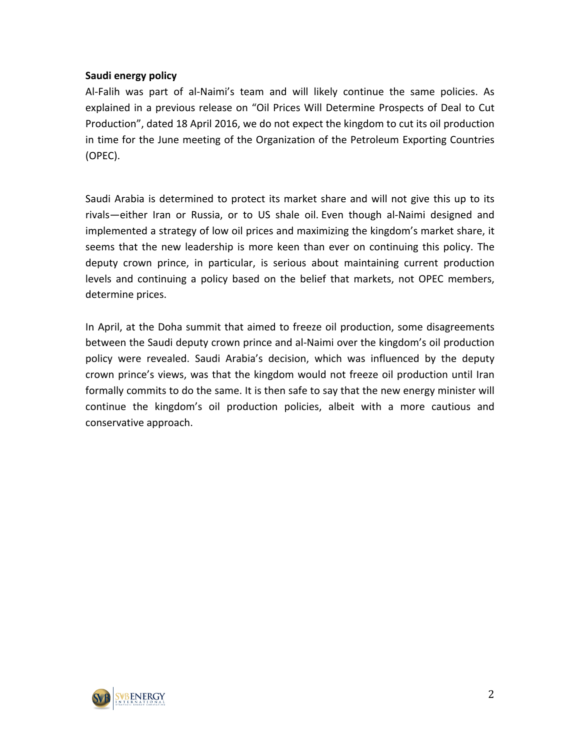**Saudi energy policy**

Al-Falih was part of al-Naimi's team and will likely continue the same policies. As explained in a previous release on "Oil Prices Will Determine Prospects of Deal to Cut Production", dated 18 April 2016, we do not expect the kingdom to cut its oil production in time for the June meeting of the Organization of the Petroleum Exporting Countries (OPEC).

Saudi Arabia is determined to protect its market share and will not give this up to its rivals—either Iran or Russia, or to US shale oil. Even though al-Naimi designed and implemented a strategy of low oil prices and maximizing the kingdom's market share, it seems that the new leadership is more keen than ever on continuing this policy. The deputy crown prince, in particular, is serious about maintaining current production levels and continuing a policy based on the belief that markets, not OPEC members, determine prices.

In April, at the Doha summit that aimed to freeze oil production, some disagreements between the Saudi deputy crown prince and al-Naimi over the kingdom's oil production policy were revealed. Saudi Arabia's decision, which was influenced by the deputy crown prince's views, was that the kingdom would not freeze oil production until Iran formally commits to do the same. It is then safe to say that the new energy minister will continue the kingdom's oil production policies, albeit with a more cautious and conservative approach.